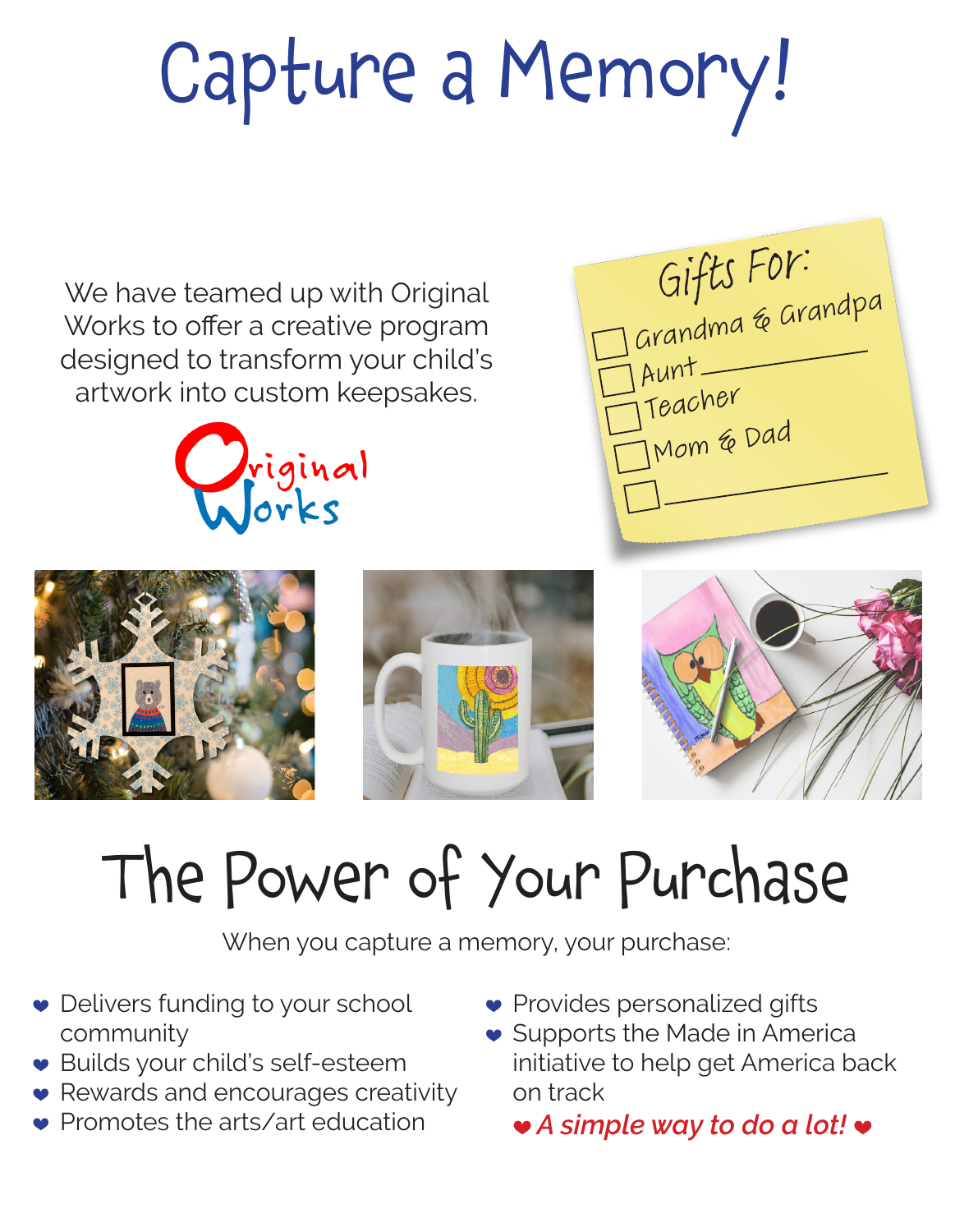# Capture a Memory!

We have teamed up with Original Works to offer a creative program designed to transform your child's artwork into custom keepsakes.

Original Works

**Gifts For:**

- [ ] Grandma & Grandpa
- [ ] Aunt ____________
- [ ] Teacher
- [ ] Mom & Dad
- [ ] ____________

# The Power of Your Purchase

When you capture a memory, your purchase:

- Delivers funding to your school community
- Builds your child's self-esteem
- Rewards and encourages creativity
- Promotes the arts/art education
- Provides personalized gifts
- Supports the Made in America initiative to help get America back on track

***A simple way to do a lot!***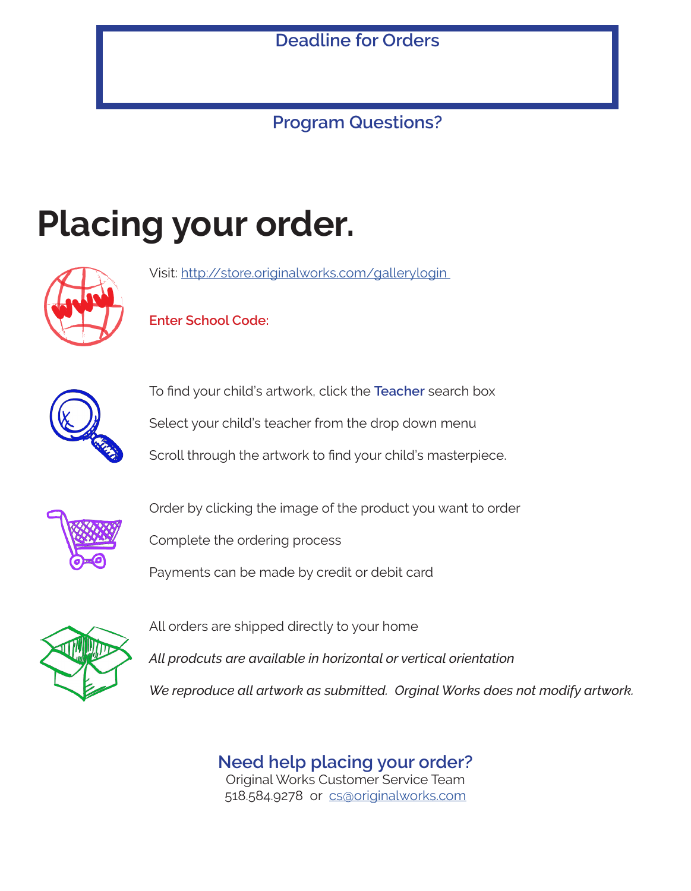**Deadline for Orders**

**Program Questions?**

# Placing your order.

Visit: [http://store.originalworks.com/gallerylogin](http://store.originalworks.com/gallerylogin)

**Enter School Code:**

To find your child's artwork, click the **Teacher** search box

Select your child's teacher from the drop down menu

Scroll through the artwork to find your child's masterpiece.

Order by clicking the image of the product you want to order

Complete the ordering process

Payments can be made by credit or debit card

All orders are shipped directly to your home

*All prodcuts are available in horizontal or vertical orientation*

*We reproduce all artwork as submitted. Orginal Works does not modify artwork.*

**Need help placing your order?**
Original Works Customer Service Team
518.584.9278 or [cs@originalworks.com](mailto:cs@originalworks.com)